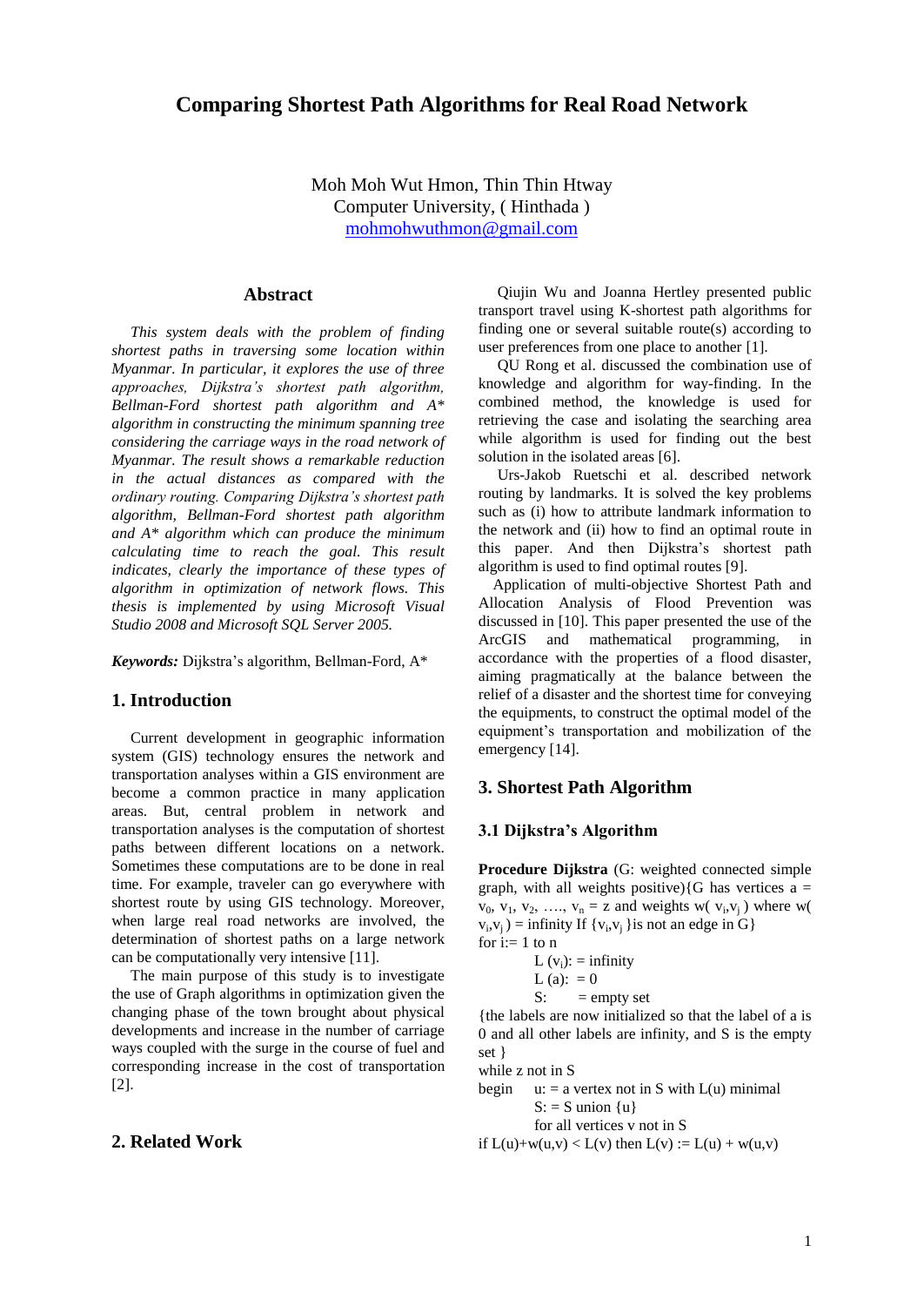# Comparing Shortest Path Algorithms for Real Road Network

Moh Moh Wut Hmon, Thin Thin Htway
Computer University, ( Hinthada )
mohmohwuthmon@gmail.com

## Abstract

*This system deals with the problem of finding shortest paths in traversing some location within Myanmar. In particular, it explores the use of three approaches, Dijkstra's shortest path algorithm, Bellman-Ford shortest path algorithm and A\* algorithm in constructing the minimum spanning tree considering the carriage ways in the road network of Myanmar. The result shows a remarkable reduction in the actual distances as compared with the ordinary routing. Comparing Dijkstra's shortest path algorithm, Bellman-Ford shortest path algorithm and A\* algorithm which can produce the minimum calculating time to reach the goal. This result indicates, clearly the importance of these types of algorithm in optimization of network flows. This thesis is implemented by using Microsoft Visual Studio 2008 and Microsoft SQL Server 2005.*

***Keywords:*** Dijkstra's algorithm, Bellman-Ford, A*

## 1. Introduction

Current development in geographic information system (GIS) technology ensures the network and transportation analyses within a GIS environment are become a common practice in many application areas. But, central problem in network and transportation analyses is the computation of shortest paths between different locations on a network. Sometimes these computations are to be done in real time. For example, traveler can go everywhere with shortest route by using GIS technology. Moreover, when large real road networks are involved, the determination of shortest paths on a large network can be computationally very intensive [11].

The main purpose of this study is to investigate the use of Graph algorithms in optimization given the changing phase of the town brought about physical developments and increase in the number of carriage ways coupled with the surge in the course of fuel and corresponding increase in the cost of transportation [2].

## 2. Related Work

Qiujin Wu and Joanna Hertley presented public transport travel using K-shortest path algorithms for finding one or several suitable route(s) according to user preferences from one place to another [1].

QU Rong et al. discussed the combination use of knowledge and algorithm for way-finding. In the combined method, the knowledge is used for retrieving the case and isolating the searching area while algorithm is used for finding out the best solution in the isolated areas [6].

Urs-Jakob Ruetschi et al. described network routing by landmarks. It is solved the key problems such as (i) how to attribute landmark information to the network and (ii) how to find an optimal route in this paper. And then Dijkstra's shortest path algorithm is used to find optimal routes [9].

Application of multi-objective Shortest Path and Allocation Analysis of Flood Prevention was discussed in [10]. This paper presented the use of the ArcGIS and mathematical programming, in accordance with the properties of a flood disaster, aiming pragmatically at the balance between the relief of a disaster and the shortest time for conveying the equipments, to construct the optimal model of the equipment's transportation and mobilization of the emergency [14].

## 3. Shortest Path Algorithm

### 3.1 Dijkstra's Algorithm

**Procedure Dijkstra** (G: weighted connected simple graph, with all weights positive){G has vertices $a = v_0, v_1, v_2, \ldots, v_n = z$ and weights $w(v_i,v_j)$ where $w(v_i,v_j)$ = infinity If $\{v_i,v_j\}$ is not an edge in G}

for i:= 1 to n

L ($v_i$): = infinity

L (a): = 0

S: = empty set

{the labels are now initialized so that the label of a is 0 and all other labels are infinity, and S is the empty set }

while z not in S

begin u: = a vertex not in S with L(u) minimal

S: = S union {u}

for all vertices v not in S

if L(u)+w(u,v) < L(v) then L(v) := L(u) + w(u,v)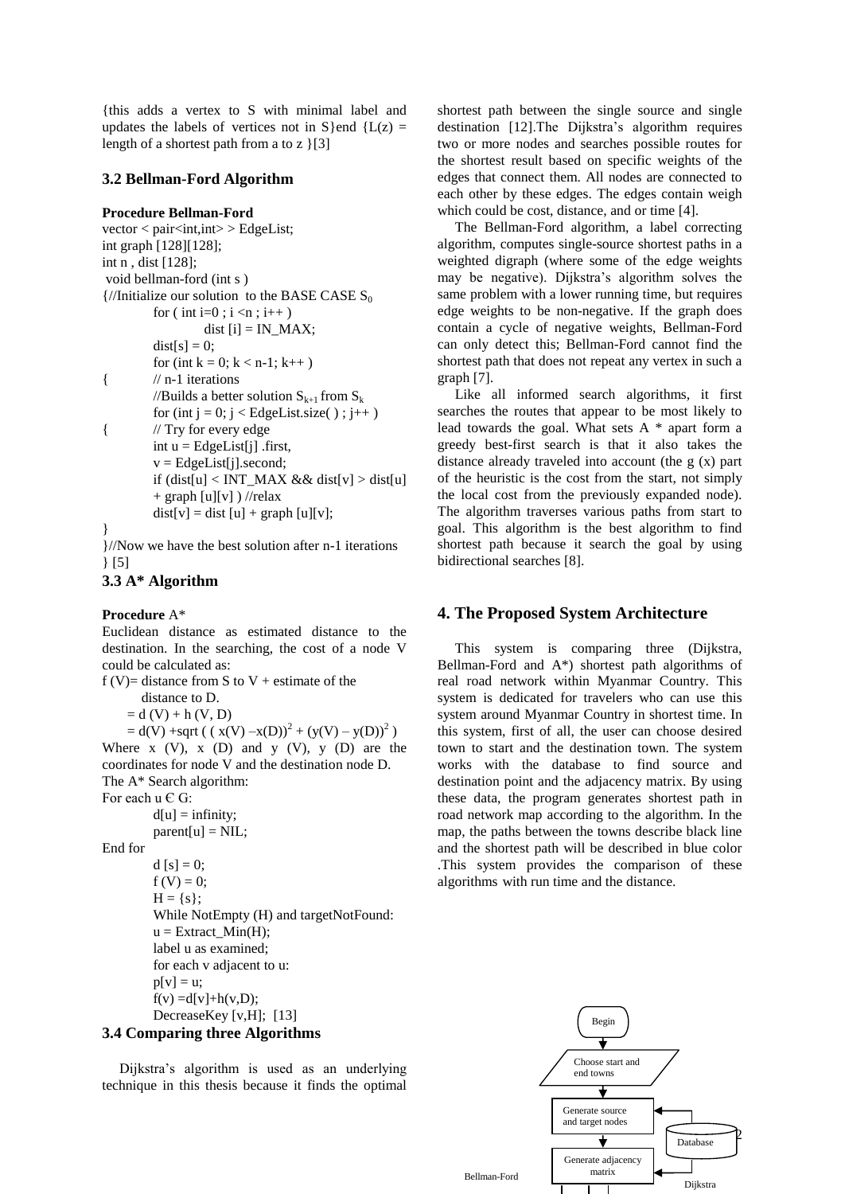{this adds a vertex to S with minimal label and updates the labels of vertices not in S}end {L(z) = length of a shortest path from a to z }[3]

### 3.2 Bellman-Ford Algorithm

**Procedure Bellman-Ford**

```
vector < pair<int,int> > EdgeList;
int graph [128][128];
int n , dist [128];
 void bellman-ford (int s )
{//Initialize our solution  to the BASE CASE S0
        for ( int i=0 ; i <n ; i++ )
                dist [i] = IN_MAX;
        dist[s] = 0;
        for (int k = 0; k < n-1; k++ )
{       // n-1 iterations
        //Builds a better solution Sk+1 from Sk
        for (int j = 0; j < EdgeList.size( ) ; j++ )
{       // Try for every edge
        int u = EdgeList[j] .first,
        v = EdgeList[j].second;
        if (dist[u] < INT_MAX && dist[v] > dist[u]
        + graph [u][v] ) //relax
        dist[v] = dist [u] + graph [u][v];
}
}//Now we have the best solution after n-1 iterations
} [5]
```

### 3.3 A* Algorithm

**Procedure** A*

Euclidean distance as estimated distance to the destination. In the searching, the cost of a node V could be calculated as:

f (V)= distance from S to V + estimate of the distance to D.

$= d(V) + h(V, D)$

$= d(V) + \mathrm{sqrt}\left( (x(V) - x(D))^2 + (y(V) - y(D))^2 \right)$

Where x (V), x (D) and y (V), y (D) are the coordinates for node V and the destination node D.

The A* Search algorithm:

```
For each u Є G:
        d[u] = infinity;
        parent[u] = NIL;
End for
        d [s] = 0;
        f (V) = 0;
        H = {s};
        While NotEmpty (H) and targetNotFound:
        u = Extract_Min(H);
        label u as examined;
        for each v adjacent to u:
        p[v] = u;
        f(v) =d[v]+h(v,D);
        DecreaseKey [v,H];  [13]
```

### 3.4 Comparing three Algorithms

Dijkstra's algorithm is used as an underlying technique in this thesis because it finds the optimal shortest path between the single source and single destination [12].The Dijkstra's algorithm requires two or more nodes and searches possible routes for the shortest result based on specific weights of the edges that connect them. All nodes are connected to each other by these edges. The edges contain weigh which could be cost, distance, and or time [4].

The Bellman-Ford algorithm, a label correcting algorithm, computes single-source shortest paths in a weighted digraph (where some of the edge weights may be negative). Dijkstra's algorithm solves the same problem with a lower running time, but requires edge weights to be non-negative. If the graph does contain a cycle of negative weights, Bellman-Ford can only detect this; Bellman-Ford cannot find the shortest path that does not repeat any vertex in such a graph [7].

Like all informed search algorithms, it first searches the routes that appear to be most likely to lead towards the goal. What sets A * apart form a greedy best-first search is that it also takes the distance already traveled into account (the g (x) part of the heuristic is the cost from the start, not simply the local cost from the previously expanded node). The algorithm traverses various paths from start to goal. This algorithm is the best algorithm to find shortest path because it search the goal by using bidirectional searches [8].

## 4. The Proposed System Architecture

This system is comparing three (Dijkstra, Bellman-Ford and A*) shortest path algorithms of real road network within Myanmar Country. This system is dedicated for travelers who can use this system around Myanmar Country in shortest time. In this system, first of all, the user can choose desired town to start and the destination town. The system works with the database to find source and destination point and the adjacency matrix. By using these data, the program generates shortest path in road network map according to the algorithm. In the map, the paths between the towns describe black line and the shortest path will be described in blue color .This system provides the comparison of these algorithms with run time and the distance.

Begin

Choose start and end towns

Generate source and target nodes

Database

Generate adjacency matrix

Bellman-Ford

Dijkstra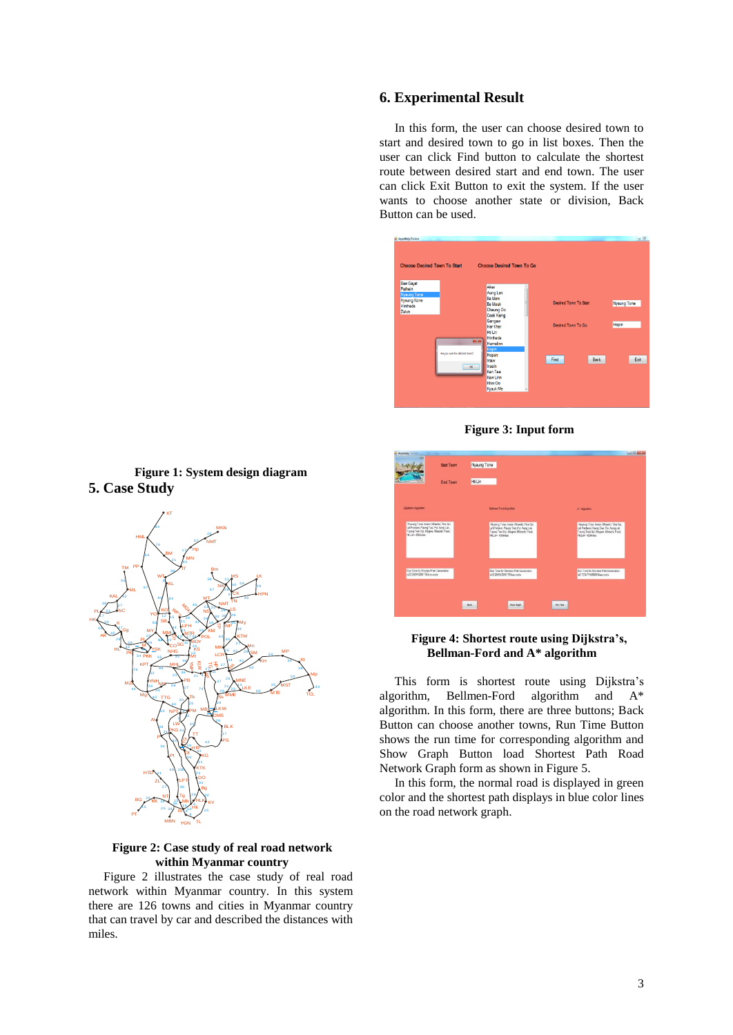Figure 1: System design diagram

## 5. Case Study

Figure 2: Case study of real road network within Myanmar country

Figure 2 illustrates the case study of real road network within Myanmar country. In this system there are 126 towns and cities in Myanmar country that can travel by car and described the distances with miles.

## 6. Experimental Result

In this form, the user can choose desired town to start and desired town to go in list boxes. Then the user can click Find button to calculate the shortest route between desired start and end town. The user can click Exit Button to exit the system. If the user wants to choose another state or division, Back Button can be used.

Figure 3: Input form

Figure 4: Shortest route using Dijkstra's, Bellman-Ford and A* algorithm

This form is shortest route using Dijkstra's algorithm, Bellmen-Ford algorithm and A* algorithm. In this form, there are three buttons; Back Button can choose another towns, Run Time Button shows the run time for corresponding algorithm and Show Graph Button load Shortest Path Road Network Graph form as shown in Figure 5.

In this form, the normal road is displayed in green color and the shortest path displays in blue color lines on the road network graph.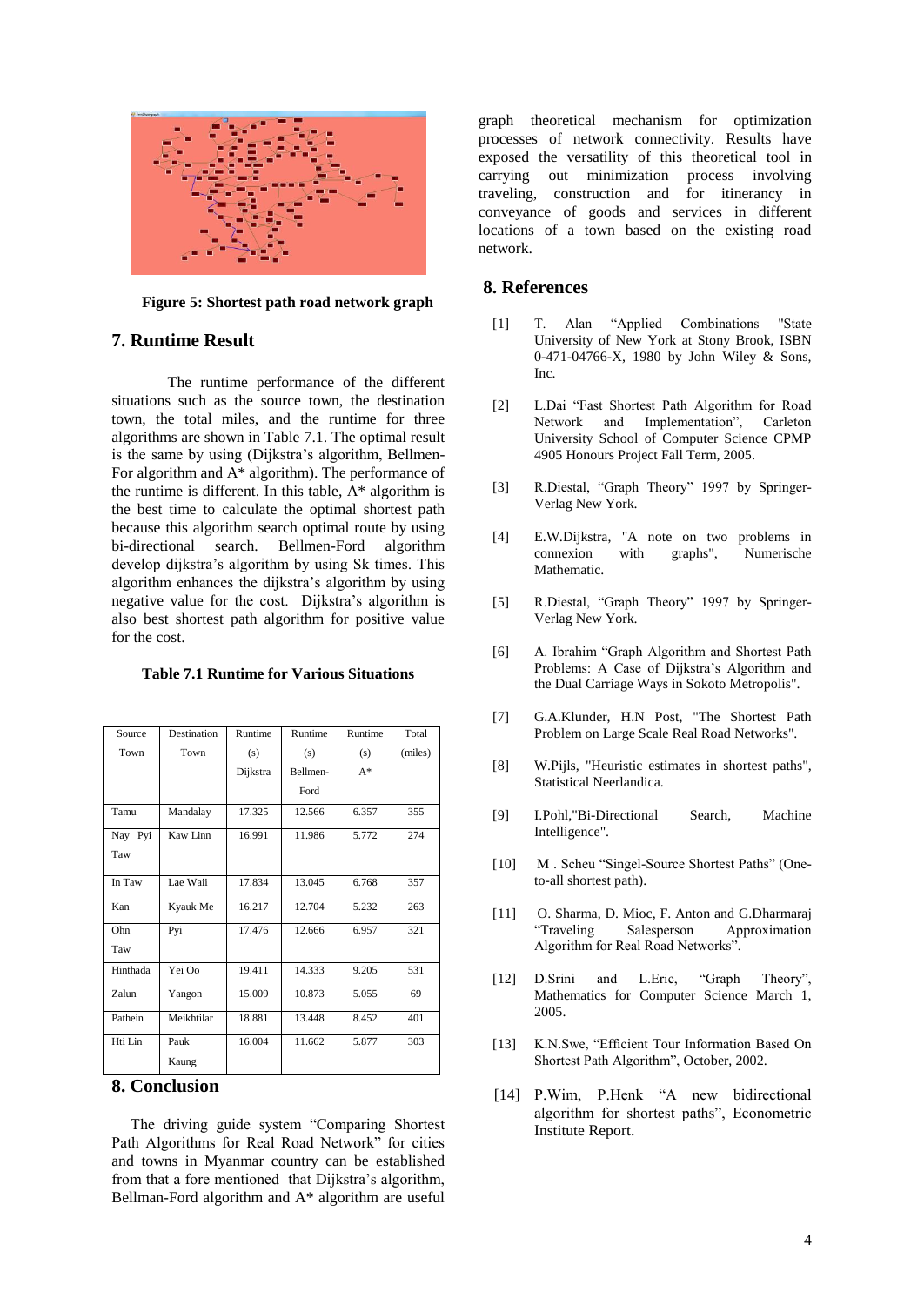Figure 5: Shortest path road network graph

## 7. Runtime Result

The runtime performance of the different situations such as the source town, the destination town, the total miles, and the runtime for three algorithms are shown in Table 7.1. The optimal result is the same by using (Dijkstra's algorithm, Bellmen-For algorithm and A* algorithm). The performance of the runtime is different. In this table, A* algorithm is the best time to calculate the optimal shortest path because this algorithm search optimal route by using bi-directional search. Bellmen-Ford algorithm develop dijkstra's algorithm by using Sk times. This algorithm enhances the dijkstra's algorithm by using negative value for the cost. Dijkstra's algorithm is also best shortest path algorithm for positive value for the cost.

**Table 7.1 Runtime for Various Situations**

| Source Town | Destination Town | Runtime (s) Dijkstra | Runtime (s) Bellmen-Ford | Runtime (s) A* | Total (miles) |
|---|---|---|---|---|---|
| Tamu | Mandalay | 17.325 | 12.566 | 6.357 | 355 |
| Nay Pyi Taw | Kaw Linn | 16.991 | 11.986 | 5.772 | 274 |
| In Taw | Lae Waii | 17.834 | 13.045 | 6.768 | 357 |
| Kan | Kyauk Me | 16.217 | 12.704 | 5.232 | 263 |
| Ohn Taw | Pyi | 17.476 | 12.666 | 6.957 | 321 |
| Hinthada | Yei Oo | 19.411 | 14.333 | 9.205 | 531 |
| Zalun | Yangon | 15.009 | 10.873 | 5.055 | 69 |
| Pathein | Meikhtilar | 18.881 | 13.448 | 8.452 | 401 |
| Hti Lin | Pauk Kaung | 16.004 | 11.662 | 5.877 | 303 |

## 8. Conclusion

The driving guide system "Comparing Shortest Path Algorithms for Real Road Network" for cities and towns in Myanmar country can be established from that a fore mentioned that Dijkstra's algorithm, Bellman-Ford algorithm and A* algorithm are useful graph theoretical mechanism for optimization processes of network connectivity. Results have exposed the versatility of this theoretical tool in carrying out minimization process involving traveling, construction and for itinerancy in conveyance of goods and services in different locations of a town based on the existing road network.

## 8. References

[1] T. Alan "Applied Combinations "State University of New York at Stony Brook, ISBN 0-471-04766-X, 1980 by John Wiley & Sons, Inc.

[2] L.Dai "Fast Shortest Path Algorithm for Road Network and Implementation", Carleton University School of Computer Science CPMP 4905 Honours Project Fall Term, 2005.

[3] R.Diestal, "Graph Theory" 1997 by Springer-Verlag New York.

[4] E.W.Dijkstra, "A note on two problems in connexion with graphs", Numerische Mathematic.

[5] R.Diestal, "Graph Theory" 1997 by Springer-Verlag New York.

[6] A. Ibrahim "Graph Algorithm and Shortest Path Problems: A Case of Dijkstra's Algorithm and the Dual Carriage Ways in Sokoto Metropolis".

[7] G.A.Klunder, H.N Post, "The Shortest Path Problem on Large Scale Real Road Networks".

[8] W.Pijls, "Heuristic estimates in shortest paths", Statistical Neerlandica.

[9] I.Pohl,"Bi-Directional Search, Machine Intelligence".

[10] M . Scheu "Singel-Source Shortest Paths" (One-to-all shortest path).

[11] O. Sharma, D. Mioc, F. Anton and G.Dharmaraj "Traveling Salesperson Approximation Algorithm for Real Road Networks".

[12] D.Srini and L.Eric, "Graph Theory", Mathematics for Computer Science March 1, 2005.

[13] K.N.Swe, "Efficient Tour Information Based On Shortest Path Algorithm", October, 2002.

[14] P.Wim, P.Henk "A new bidirectional algorithm for shortest paths", Econometric Institute Report.